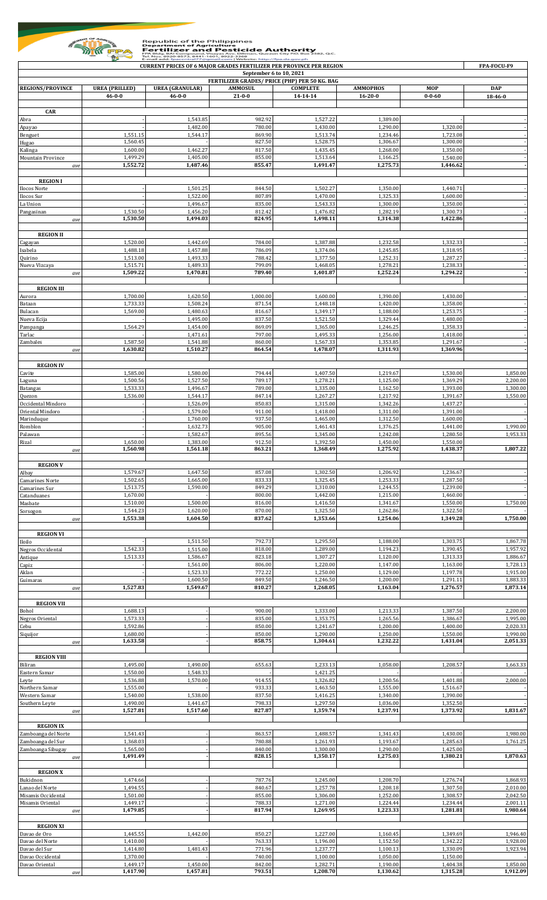Republic of the Philippines
Department of Agriculture
**Fertilizer and Pesticide Authority**
FPA Bldg. BAI Compound, Visayas Ave., Diliman, Quezon City P.O. Box 2582, Q.C.
Tel. Nos. 8920-8573, 8441-1601, 8922-3368
E-mail add: fpacentral77@gmail.com | Website: http://fpa.da.gov.ph

**CURRENT PRICES OF 6 MAJOR GRADES FERTILIZER PER PROVINCE PER REGION** — FPA-FOCU-F9

**September 6 to 10, 2021**

| FERTILIZER GRADES/ PRICE (PHP) PER 50 KG. BAG | | | | | | | |
|---|---|---|---|---|---|---|---|
| **REGIONS/PROVINCE** | **UREA (PRILLED)** | **UREA (GRANULAR)** | **AMMOSUL** | **COMPLETE** | **AMMOPHOS** | **MOP** | **DAP** |
| | **46-0-0** | **46-0-0** | **21-0-0** | **14-14-14** | **16-20-0** | **0-0-60** | **18-46-0** |
| **CAR** | | | | | | | |
| Abra | - | 1,543.85 | 982.92 | 1,527.22 | 1,389.00 | - | - |
| Apayao | - | 1,482.00 | 780.00 | 1,430.00 | 1,290.00 | 1,320.00 | - |
| Benguet | 1,551.15 | 1,544.17 | 869.90 | 1,513.74 | 1,234.46 | 1,723.08 | - |
| Ifugao | 1,560.45 | - | 827.50 | 1,528.75 | 1,306.67 | 1,300.00 | - |
| Kalinga | 1,600.00 | 1,462.27 | 817.50 | 1,435.45 | 1,268.00 | 1,350.00 | - |
| Mountain Province | 1,499.29 | 1,405.00 | 855.00 | 1,513.64 | 1,166.25 | 1,540.00 | - |
| *ave* | **1,552.72** | **1,487.46** | **855.47** | **1,491.47** | **1,275.73** | **1,446.62** | **-** |
| **REGION I** | | | | | | | |
| Ilocos Norte | - | 1,501.25 | 844.50 | 1,502.27 | 1,350.00 | 1,440.71 | - |
| Ilocos Sur | - | 1,522.00 | 807.89 | 1,470.00 | 1,325.33 | 1,600.00 | - |
| La Union | - | 1,496.67 | 835.00 | 1,543.33 | 1,300.00 | 1,350.00 | - |
| Pangasinan | 1,530.50 | 1,456.20 | 812.42 | 1,476.82 | 1,282.19 | 1,300.73 | - |
| *ave* | **1,530.50** | **1,494.03** | **824.95** | **1,498.11** | **1,314.38** | **1,422.86** | **-** |
| **REGION II** | | | | | | | |
| Cagayan | 1,520.00 | 1,442.69 | 784.00 | 1,387.88 | 1,232.58 | 1,332.33 | - |
| Isabela | 1,488.18 | 1,457.88 | 786.09 | 1,374.06 | 1,245.85 | 1,318.95 | - |
| Quirino | 1,513.00 | 1,493.33 | 788.42 | 1,377.50 | 1,252.31 | 1,287.27 | - |
| Nueva Vizcaya | 1,515.71 | 1,489.33 | 799.09 | 1,468.05 | 1,278.21 | 1,238.33 | - |
| *ave* | **1,509.22** | **1,470.81** | **789.40** | **1,401.87** | **1,252.24** | **1,294.22** | **-** |
| **REGION III** | | | | | | | |
| Aurora | 1,700.00 | 1,620.50 | 1,000.00 | 1,600.00 | 1,390.00 | 1,430.00 | - |
| Bataan | 1,733.33 | 1,508.24 | 871.54 | 1,448.18 | 1,420.00 | 1,358.00 | - |
| Bulacan | 1,569.00 | 1,480.63 | 816.67 | 1,349.17 | 1,188.00 | 1,253.75 | - |
| Nueva Ecija | - | 1,495.00 | 837.50 | 1,521.50 | 1,329.44 | 1,480.00 | - |
| Pampanga | 1,564.29 | 1,454.00 | 869.09 | 1,365.00 | 1,246.25 | 1,358.33 | - |
| Tarlac | - | 1,471.61 | 797.00 | 1,495.33 | 1,256.00 | 1,418.00 | - |
| Zambales | 1,587.50 | 1,541.88 | 860.00 | 1,567.33 | 1,353.85 | 1,291.67 | - |
| *ave* | **1,630.82** | **1,510.27** | **864.54** | **1,478.07** | **1,311.93** | **1,369.96** | **-** |
| **REGION IV** | | | | | | | |
| Cavite | 1,585.00 | 1,580.00 | 794.44 | 1,407.50 | 1,219.67 | 1,530.00 | 1,850.00 |
| Laguna | 1,500.56 | 1,527.50 | 789.17 | 1,278.21 | 1,125.00 | 1,369.29 | 2,200.00 |
| Batangas | 1,533.33 | 1,496.67 | 789.00 | 1,335.00 | 1,162.50 | 1,393.00 | 1,300.00 |
| Quezon | 1,536.00 | 1,544.17 | 847.14 | 1,267.27 | 1,217.92 | 1,391.67 | 1,550.00 |
| Occidental Mindoro | - | 1,526.09 | 850.83 | 1,315.00 | 1,342.26 | 1,437.27 | - |
| Oriental Mindoro | - | 1,579.00 | 911.00 | 1,418.00 | 1,311.00 | 1,391.00 | - |
| Marinduque | - | 1,760.00 | 937.50 | 1,465.00 | 1,312.50 | 1,600.00 | - |
| Romblon | - | 1,632.73 | 905.00 | 1,461.43 | 1,376.25 | 1,441.00 | 1,990.00 |
| Palawan | - | 1,582.67 | 895.56 | 1,345.00 | 1,242.08 | 1,280.50 | 1,953.33 |
| Rizal | 1,650.00 | 1,383.00 | 912.50 | 1,392.50 | 1,450.00 | 1,550.00 | - |
| *ave* | **1,560.98** | **1,561.18** | **863.21** | **1,368.49** | **1,275.92** | **1,438.37** | **1,807.22** |
| **REGION V** | | | | | | | |
| Albay | 1,579.67 | 1,647.50 | 857.08 | 1,302.50 | 1,206.92 | 1,236.67 | - |
| Camarines Norte | 1,502.65 | 1,665.00 | 833.33 | 1,325.45 | 1,253.33 | 1,287.50 | - |
| Camarines Sur | 1,513.75 | 1,590.00 | 849.29 | 1,310.00 | 1,244.55 | 1,239.00 | - |
| Catanduanes | 1,670.00 | - | 800.00 | 1,442.00 | 1,215.00 | 1,460.00 | - |
| Masbate | 1,510.00 | 1,500.00 | 816.00 | 1,416.50 | 1,341.67 | 1,550.00 | 1,750.00 |
| Sorsogon | 1,544.23 | 1,620.00 | 870.00 | 1,325.50 | 1,262.86 | 1,322.50 | - |
| *ave* | **1,553.38** | **1,604.50** | **837.62** | **1,353.66** | **1,254.06** | **1,349.28** | **1,750.00** |
| **REGION VI** | | | | | | | |
| Iloilo | - | 1,511.50 | 792.73 | 1,295.50 | 1,188.00 | 1,303.75 | 1,867.78 |
| Negros Occidental | 1,542.33 | 1,515.00 | 818.00 | 1,289.00 | 1,194.23 | 1,390.45 | 1,957.92 |
| Antique | 1,513.33 | 1,586.67 | 823.18 | 1,307.27 | 1,120.00 | 1,313.33 | 1,886.67 |
| Capiz | - | 1,561.00 | 806.00 | 1,220.00 | 1,147.00 | 1,163.00 | 1,728.13 |
| Aklan | - | 1,523.33 | 772.22 | 1,250.00 | 1,129.00 | 1,197.78 | 1,915.00 |
| Guimaras | - | 1,600.50 | 849.50 | 1,246.50 | 1,200.00 | 1,291.11 | 1,883.33 |
| *ave* | **1,527.83** | **1,549.67** | **810.27** | **1,268.05** | **1,163.04** | **1,276.57** | **1,873.14** |
| **REGION VII** | | | | | | | |
| Bohol | 1,688.13 | - | 900.00 | 1,333.00 | 1,213.33 | 1,387.50 | 2,200.00 |
| Negros Oriental | 1,573.33 | - | 835.00 | 1,353.75 | 1,265.56 | 1,386.67 | 1,995.00 |
| Cebu | 1,592.86 | - | 850.00 | 1,241.67 | 1,200.00 | 1,400.00 | 2,020.33 |
| Siquijor | 1,680.00 | - | 850.00 | 1,290.00 | 1,250.00 | 1,550.00 | 1,990.00 |
| *ave* | **1,633.58** | **-** | **858.75** | **1,304.61** | **1,232.22** | **1,431.04** | **2,051.33** |
| **REGION VIII** | | | | | | | |
| Biliran | 1,495.00 | 1,490.00 | 655.63 | 1,233.13 | 1,058.00 | 1,208.57 | 1,663.33 |
| Eastern Samar | 1,550.00 | 1,548.33 | - | 1,421.25 | - | - | - |
| Leyte | 1,536.88 | 1,570.00 | 914.55 | 1,326.82 | 1,200.56 | 1,401.88 | 2,000.00 |
| Northern Samar | 1,555.00 | - | 933.33 | 1,463.50 | 1,555.00 | 1,516.67 | - |
| Western Samar | 1,540.00 | 1,538.00 | 837.50 | 1,416.25 | 1,340.00 | 1,390.00 | - |
| Southern Leyte | 1,490.00 | 1,441.67 | 798.33 | 1,297.50 | 1,036.00 | 1,352.50 | - |
| *ave* | **1,527.81** | **1,517.60** | **827.87** | **1,359.74** | **1,237.91** | **1,373.92** | **1,831.67** |
| **REGION IX** | | | | | | | |
| Zamboanga del Norte | 1,541.43 | - | 863.57 | 1,488.57 | 1,341.43 | 1,430.00 | 1,980.00 |
| Zamboanga del Sur | 1,368.03 | - | 780.88 | 1,261.93 | 1,193.67 | 1,285.63 | 1,761.25 |
| Zamboanga Sibugay | 1,565.00 | - | 840.00 | 1,300.00 | 1,290.00 | 1,425.00 | - |
| *ave* | **1,491.49** | **-** | **828.15** | **1,350.17** | **1,275.03** | **1,380.21** | **1,870.63** |
| **REGION X** | | | | | | | |
| Bukidnon | 1,474.66 | - | 787.76 | 1,245.00 | 1,208.70 | 1,276.74 | 1,868.93 |
| Lanao del Norte | 1,494.55 | - | 840.67 | 1,257.78 | 1,208.18 | 1,307.50 | 2,010.00 |
| Misamis Occidental | 1,501.00 | - | 855.00 | 1,306.00 | 1,252.00 | 1,308.57 | 2,042.50 |
| Misamis Oriental | 1,449.17 | - | 788.33 | 1,271.00 | 1,224.44 | 1,234.44 | 2,001.11 |
| *ave* | **1,479.85** | **-** | **817.94** | **1,269.95** | **1,223.33** | **1,281.81** | **1,980.64** |
| **REGION XI** | | | | | | | |
| Davao de Oro | 1,445.55 | 1,442.00 | 850.27 | 1,227.00 | 1,160.45 | 1,349.69 | 1,946.40 |
| Davao del Norte | 1,410.00 | - | 763.33 | 1,196.00 | 1,152.50 | 1,342.22 | 1,928.00 |
| Davao del Sur | 1,414.80 | 1,481.43 | 771.96 | 1,237.77 | 1,100.13 | 1,330.09 | 1,923.94 |
| Davao Occidental | 1,370.00 | - | 740.00 | 1,100.00 | 1,050.00 | 1,150.00 | - |
| Davao Oriental | 1,449.17 | 1,450.00 | 842.00 | 1,282.71 | 1,190.00 | 1,404.38 | 1,850.00 |
| *ave* | **1,417.90** | **1,457.81** | **793.51** | **1,208.70** | **1,130.62** | **1,315.28** | **1,912.09** |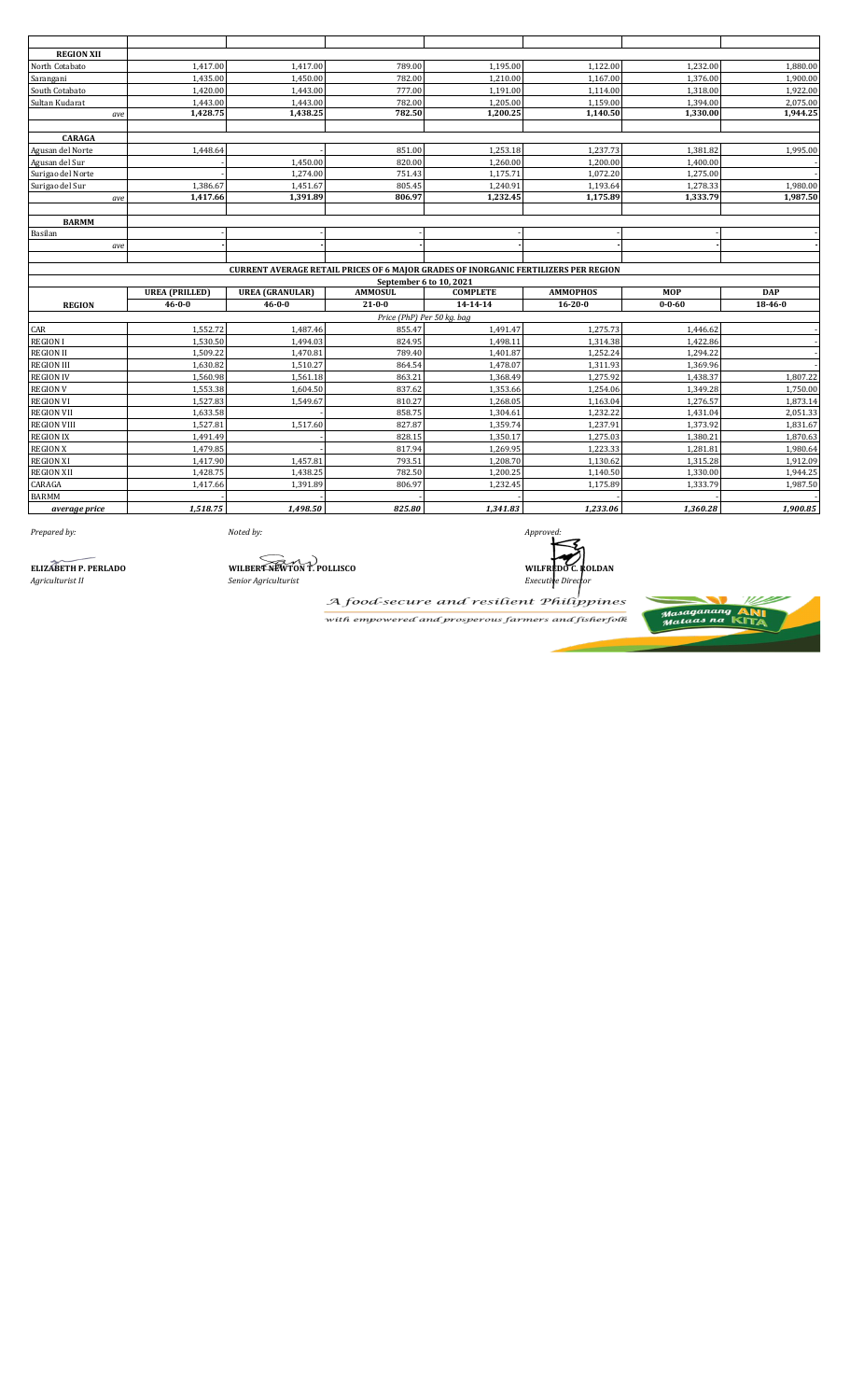| | | | | | | | |
|---|---|---|---|---|---|---|---|
| **REGION XII** | | | | | | | |
| North Cotabato | 1,417.00 | 1,417.00 | 789.00 | 1,195.00 | 1,122.00 | 1,232.00 | 1,880.00 |
| Sarangani | 1,435.00 | 1,450.00 | 782.00 | 1,210.00 | 1,167.00 | 1,376.00 | 1,900.00 |
| South Cotabato | 1,420.00 | 1,443.00 | 777.00 | 1,191.00 | 1,114.00 | 1,318.00 | 1,922.00 |
| Sultan Kudarat | 1,443.00 | 1,443.00 | 782.00 | 1,205.00 | 1,159.00 | 1,394.00 | 2,075.00 |
| *ave* | **1,428.75** | **1,438.25** | **782.50** | **1,200.25** | **1,140.50** | **1,330.00** | **1,944.25** |
| **CARAGA** | | | | | | | |
| Agusan del Norte | 1,448.64 | - | 851.00 | 1,253.18 | 1,237.73 | 1,381.82 | 1,995.00 |
| Agusan del Sur | - | 1,450.00 | 820.00 | 1,260.00 | 1,200.00 | 1,400.00 | - |
| Surigao del Norte | - | 1,274.00 | 751.43 | 1,175.71 | 1,072.20 | 1,275.00 | - |
| Surigao del Sur | 1,386.67 | 1,451.67 | 805.45 | 1,240.91 | 1,193.64 | 1,278.33 | 1,980.00 |
| *ave* | **1,417.66** | **1,391.89** | **806.97** | **1,232.45** | **1,175.89** | **1,333.79** | **1,987.50** |
| **BARMM** | | | | | | | |
| Basilan | - | - | - | - | - | - | - |
| *ave* | - | - | - | - | - | - | - |

**CURRENT AVERAGE RETAIL PRICES OF 6 MAJOR GRADES OF INORGANIC FERTILIZERS PER REGION**

**September 6 to 10, 2021**

| **REGION** | **UREA (PRILLED)** 46-0-0 | **UREA (GRANULAR)** 46-0-0 | **AMMOSUL** 21-0-0 | **COMPLETE** 14-14-14 | **AMMOPHOS** 16-20-0 | **MOP** 0-0-60 | **DAP** 18-46-0 |
|---|---|---|---|---|---|---|---|
| | | | | *Price (PhP) Per 50 kg. bag* | | | |
| CAR | 1,552.72 | 1,487.46 | 855.47 | 1,491.47 | 1,275.73 | 1,446.62 | - |
| REGION I | 1,530.50 | 1,494.03 | 824.95 | 1,498.11 | 1,314.38 | 1,422.86 | - |
| REGION II | 1,509.22 | 1,470.81 | 789.40 | 1,401.87 | 1,252.24 | 1,294.22 | - |
| REGION III | 1,630.82 | 1,510.27 | 864.54 | 1,478.07 | 1,311.93 | 1,369.96 | - |
| REGION IV | 1,560.98 | 1,561.18 | 863.21 | 1,368.49 | 1,275.92 | 1,438.37 | 1,807.22 |
| REGION V | 1,553.38 | 1,604.50 | 837.62 | 1,353.66 | 1,254.06 | 1,349.28 | 1,750.00 |
| REGION VI | 1,527.83 | 1,549.67 | 810.27 | 1,268.05 | 1,163.04 | 1,276.57 | 1,873.14 |
| REGION VII | 1,633.58 | - | 858.75 | 1,304.61 | 1,232.22 | 1,431.04 | 2,051.33 |
| REGION VIII | 1,527.81 | 1,517.60 | 827.87 | 1,359.74 | 1,237.91 | 1,373.92 | 1,831.67 |
| REGION IX | 1,491.49 | - | 828.15 | 1,350.17 | 1,275.03 | 1,380.21 | 1,870.63 |
| REGION X | 1,479.85 | - | 817.94 | 1,269.95 | 1,223.33 | 1,281.81 | 1,980.64 |
| REGION XI | 1,417.90 | 1,457.81 | 793.51 | 1,208.70 | 1,130.62 | 1,315.28 | 1,912.09 |
| REGION XII | 1,428.75 | 1,438.25 | 782.50 | 1,200.25 | 1,140.50 | 1,330.00 | 1,944.25 |
| CARAGA | 1,417.66 | 1,391.89 | 806.97 | 1,232.45 | 1,175.89 | 1,333.79 | 1,987.50 |
| BARMM | - | - | - | - | - | - | - |
| ***average price*** | ***1,518.75*** | ***1,498.50*** | ***825.80*** | ***1,341.83*** | ***1,233.06*** | ***1,360.28*** | ***1,900.85*** |

*Prepared by:*

**ELIZABETH P. PERLADO**
*Agriculturist II*

*Noted by:*

**WILBERT NEWTON T. POLLISCO**
*Senior Agriculturist*

*Approved:*

**WILFREDO C. ROLDAN**
*Executive Director*

*A food-secure and resilient Philippines with empowered and prosperous farmers and fisherfolk*

Masaganang ANI Mataas na KITA